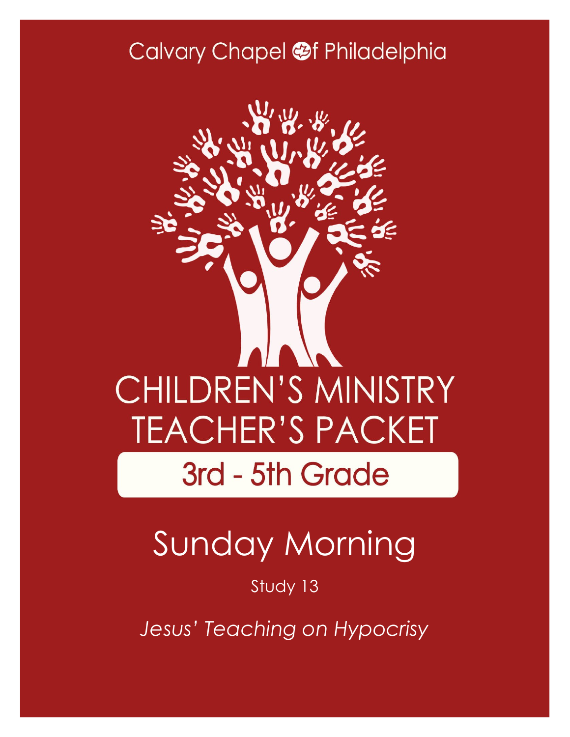Calvary Chapel of Philadelphia

# CHILDREN'S MINISTRY TEACHER'S PACKET

## 3rd - 5th Grade

# Sunday Morning

Study 13

*Jesus' Teaching on Hypocrisy*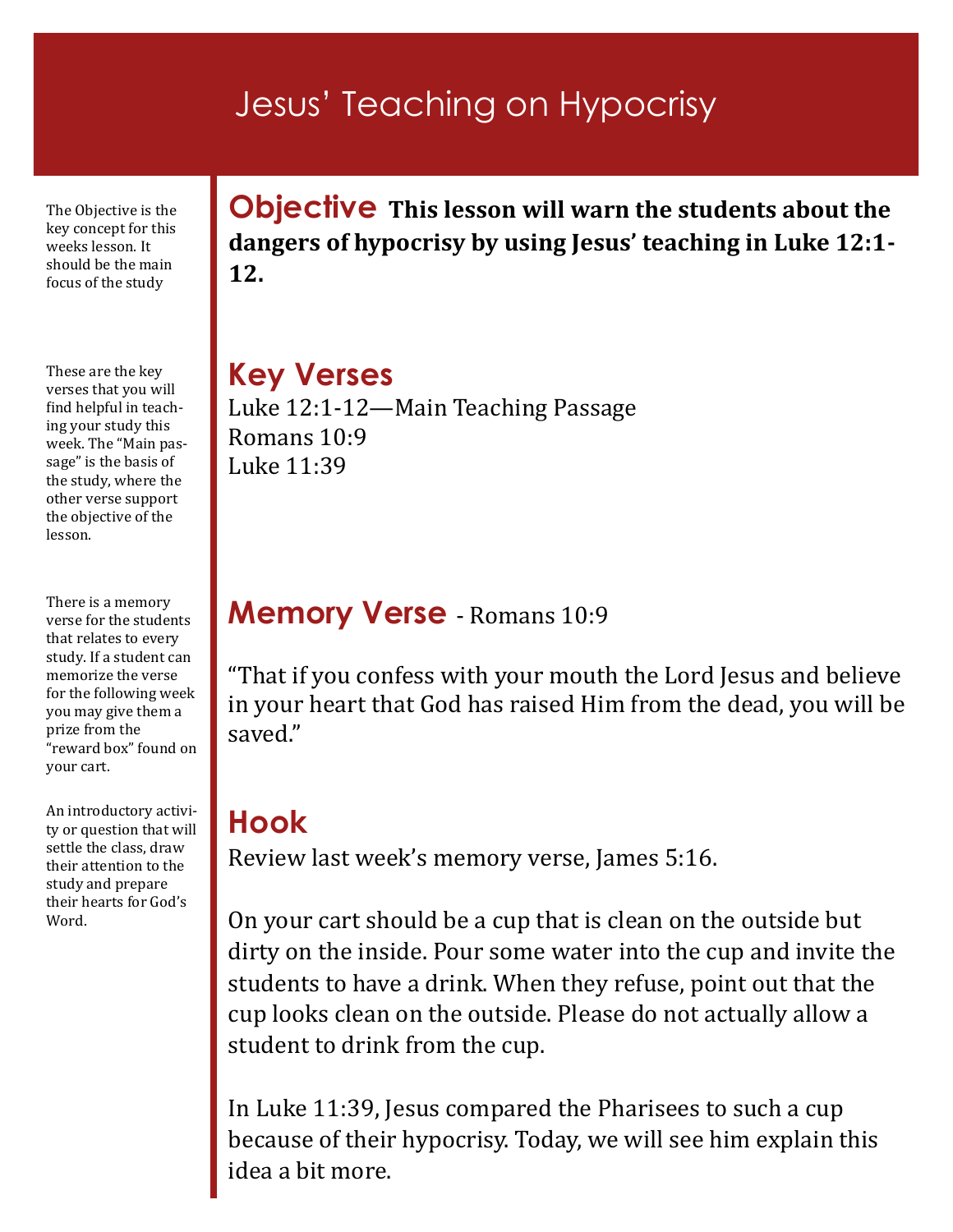# Jesus' Teaching on Hypocrisy

The Objective is the key concept for this weeks lesson. It should be the main focus of the study

## Objective

**This lesson will warn the students about the dangers of hypocrisy by using Jesus' teaching in Luke 12:1-12.**

These are the key verses that you will find helpful in teaching your study this week. The "Main passage" is the basis of the study, where the other verse support the objective of the lesson.

## Key Verses

Luke 12:1-12—Main Teaching Passage
Romans 10:9
Luke 11:39

There is a memory verse for the students that relates to every study. If a student can memorize the verse for the following week you may give them a prize from the "reward box" found on your cart.

## Memory Verse - Romans 10:9

"That if you confess with your mouth the Lord Jesus and believe in your heart that God has raised Him from the dead, you will be saved."

An introductory activity or question that will settle the class, draw their attention to the study and prepare their hearts for God's Word.

## Hook

Review last week's memory verse, James 5:16.

On your cart should be a cup that is clean on the outside but dirty on the inside. Pour some water into the cup and invite the students to have a drink. When they refuse, point out that the cup looks clean on the outside. Please do not actually allow a student to drink from the cup.

In Luke 11:39, Jesus compared the Pharisees to such a cup because of their hypocrisy. Today, we will see him explain this idea a bit more.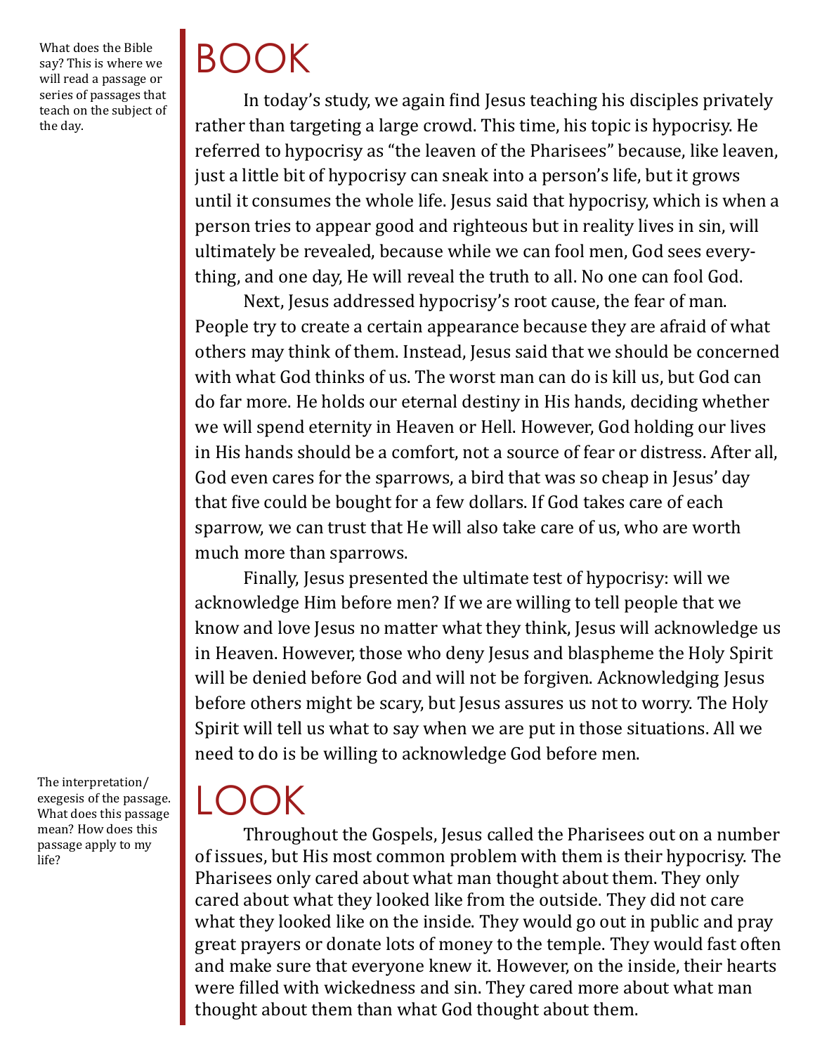What does the Bible say? This is where we will read a passage or series of passages that teach on the subject of the day.

# BOOK

In today's study, we again find Jesus teaching his disciples privately rather than targeting a large crowd. This time, his topic is hypocrisy. He referred to hypocrisy as "the leaven of the Pharisees" because, like leaven, just a little bit of hypocrisy can sneak into a person's life, but it grows until it consumes the whole life. Jesus said that hypocrisy, which is when a person tries to appear good and righteous but in reality lives in sin, will ultimately be revealed, because while we can fool men, God sees everything, and one day, He will reveal the truth to all. No one can fool God.

Next, Jesus addressed hypocrisy's root cause, the fear of man. People try to create a certain appearance because they are afraid of what others may think of them. Instead, Jesus said that we should be concerned with what God thinks of us. The worst man can do is kill us, but God can do far more. He holds our eternal destiny in His hands, deciding whether we will spend eternity in Heaven or Hell. However, God holding our lives in His hands should be a comfort, not a source of fear or distress. After all, God even cares for the sparrows, a bird that was so cheap in Jesus' day that five could be bought for a few dollars. If God takes care of each sparrow, we can trust that He will also take care of us, who are worth much more than sparrows.

Finally, Jesus presented the ultimate test of hypocrisy: will we acknowledge Him before men? If we are willing to tell people that we know and love Jesus no matter what they think, Jesus will acknowledge us in Heaven. However, those who deny Jesus and blaspheme the Holy Spirit will be denied before God and will not be forgiven. Acknowledging Jesus before others might be scary, but Jesus assures us not to worry. The Holy Spirit will tell us what to say when we are put in those situations. All we need to do is be willing to acknowledge God before men.

The interpretation/exegesis of the passage. What does this passage mean? How does this passage apply to my life?

# LOOK

Throughout the Gospels, Jesus called the Pharisees out on a number of issues, but His most common problem with them is their hypocrisy. The Pharisees only cared about what man thought about them. They only cared about what they looked like from the outside. They did not care what they looked like on the inside. They would go out in public and pray great prayers or donate lots of money to the temple. They would fast often and make sure that everyone knew it. However, on the inside, their hearts were filled with wickedness and sin. They cared more about what man thought about them than what God thought about them.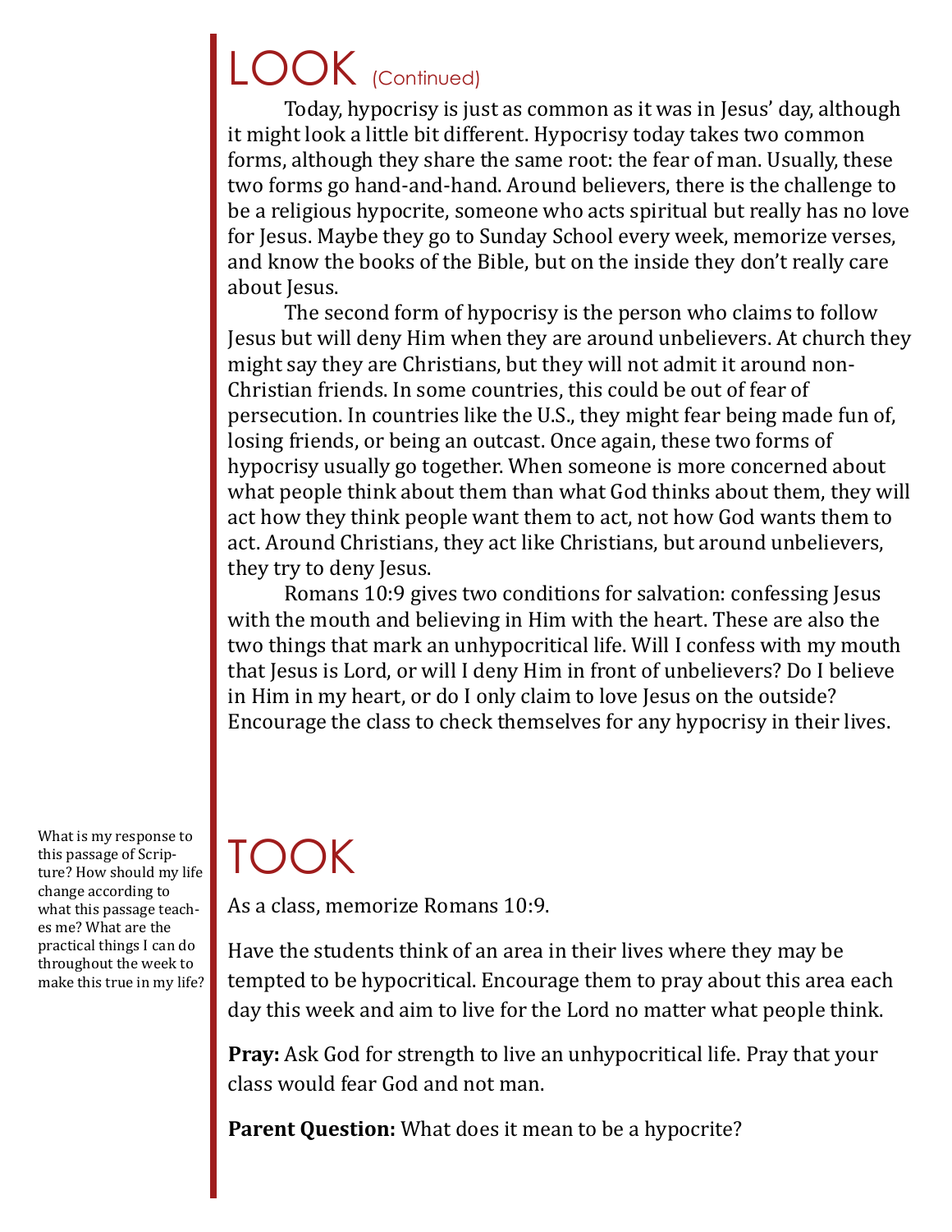# LOOK (Continued)

Today, hypocrisy is just as common as it was in Jesus' day, although it might look a little bit different. Hypocrisy today takes two common forms, although they share the same root: the fear of man. Usually, these two forms go hand-and-hand. Around believers, there is the challenge to be a religious hypocrite, someone who acts spiritual but really has no love for Jesus. Maybe they go to Sunday School every week, memorize verses, and know the books of the Bible, but on the inside they don't really care about Jesus.

The second form of hypocrisy is the person who claims to follow Jesus but will deny Him when they are around unbelievers. At church they might say they are Christians, but they will not admit it around non-Christian friends. In some countries, this could be out of fear of persecution. In countries like the U.S., they might fear being made fun of, losing friends, or being an outcast. Once again, these two forms of hypocrisy usually go together. When someone is more concerned about what people think about them than what God thinks about them, they will act how they think people want them to act, not how God wants them to act. Around Christians, they act like Christians, but around unbelievers, they try to deny Jesus.

Romans 10:9 gives two conditions for salvation: confessing Jesus with the mouth and believing in Him with the heart. These are also the two things that mark an unhypocritical life. Will I confess with my mouth that Jesus is Lord, or will I deny Him in front of unbelievers? Do I believe in Him in my heart, or do I only claim to love Jesus on the outside? Encourage the class to check themselves for any hypocrisy in their lives.

# TOOK

What is my response to this passage of Scripture? How should my life change according to what this passage teaches me? What are the practical things I can do throughout the week to make this true in my life?

As a class, memorize Romans 10:9.

Have the students think of an area in their lives where they may be tempted to be hypocritical. Encourage them to pray about this area each day this week and aim to live for the Lord no matter what people think.

**Pray:** Ask God for strength to live an unhypocritical life. Pray that your class would fear God and not man.

**Parent Question:** What does it mean to be a hypocrite?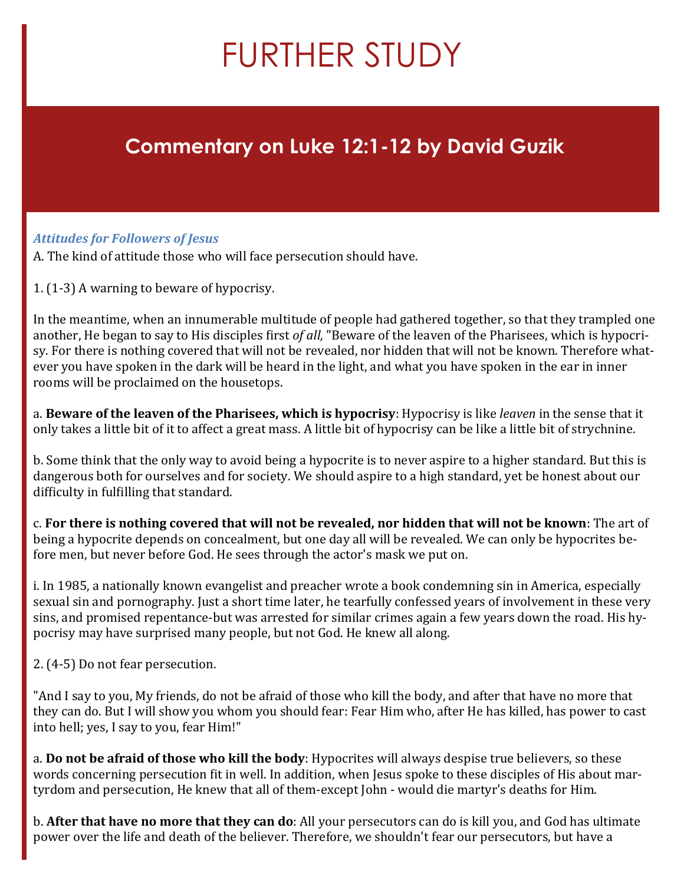# FURTHER STUDY

## Commentary on Luke 12:1-12 by David Guzik

***Attitudes for Followers of Jesus***

A. The kind of attitude those who will face persecution should have.

1. (1-3) A warning to beware of hypocrisy.

In the meantime, when an innumerable multitude of people had gathered together, so that they trampled one another, He began to say to His disciples first *of all,* "Beware of the leaven of the Pharisees, which is hypocrisy. For there is nothing covered that will not be revealed, nor hidden that will not be known. Therefore whatever you have spoken in the dark will be heard in the light, and what you have spoken in the ear in inner rooms will be proclaimed on the housetops.

a. **Beware of the leaven of the Pharisees, which is hypocrisy**: Hypocrisy is like *leaven* in the sense that it only takes a little bit of it to affect a great mass. A little bit of hypocrisy can be like a little bit of strychnine.

b. Some think that the only way to avoid being a hypocrite is to never aspire to a higher standard. But this is dangerous both for ourselves and for society. We should aspire to a high standard, yet be honest about our difficulty in fulfilling that standard.

c. **For there is nothing covered that will not be revealed, nor hidden that will not be known**: The art of being a hypocrite depends on concealment, but one day all will be revealed. We can only be hypocrites before men, but never before God. He sees through the actor's mask we put on.

i. In 1985, a nationally known evangelist and preacher wrote a book condemning sin in America, especially sexual sin and pornography. Just a short time later, he tearfully confessed years of involvement in these very sins, and promised repentance-but was arrested for similar crimes again a few years down the road. His hypocrisy may have surprised many people, but not God. He knew all along.

2. (4-5) Do not fear persecution.

"And I say to you, My friends, do not be afraid of those who kill the body, and after that have no more that they can do. But I will show you whom you should fear: Fear Him who, after He has killed, has power to cast into hell; yes, I say to you, fear Him!"

a. **Do not be afraid of those who kill the body**: Hypocrites will always despise true believers, so these words concerning persecution fit in well. In addition, when Jesus spoke to these disciples of His about martyrdom and persecution, He knew that all of them-except John - would die martyr's deaths for Him.

b. **After that have no more that they can do**: All your persecutors can do is kill you, and God has ultimate power over the life and death of the believer. Therefore, we shouldn't fear our persecutors, but have a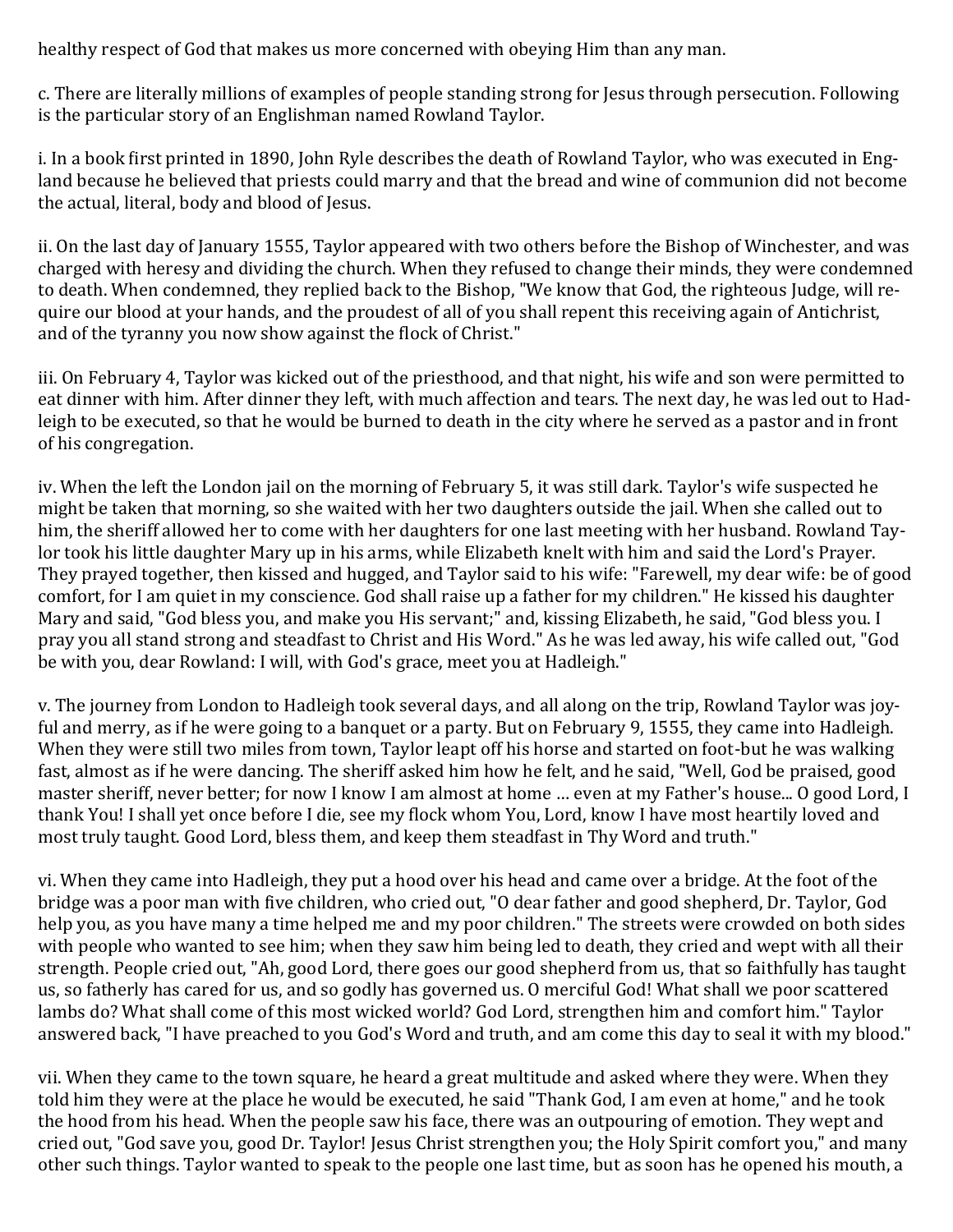healthy respect of God that makes us more concerned with obeying Him than any man.

c. There are literally millions of examples of people standing strong for Jesus through persecution. Following is the particular story of an Englishman named Rowland Taylor.

i. In a book first printed in 1890, John Ryle describes the death of Rowland Taylor, who was executed in England because he believed that priests could marry and that the bread and wine of communion did not become the actual, literal, body and blood of Jesus.

ii. On the last day of January 1555, Taylor appeared with two others before the Bishop of Winchester, and was charged with heresy and dividing the church. When they refused to change their minds, they were condemned to death. When condemned, they replied back to the Bishop, "We know that God, the righteous Judge, will require our blood at your hands, and the proudest of all of you shall repent this receiving again of Antichrist, and of the tyranny you now show against the flock of Christ."

iii. On February 4, Taylor was kicked out of the priesthood, and that night, his wife and son were permitted to eat dinner with him. After dinner they left, with much affection and tears. The next day, he was led out to Hadleigh to be executed, so that he would be burned to death in the city where he served as a pastor and in front of his congregation.

iv. When the left the London jail on the morning of February 5, it was still dark. Taylor's wife suspected he might be taken that morning, so she waited with her two daughters outside the jail. When she called out to him, the sheriff allowed her to come with her daughters for one last meeting with her husband. Rowland Taylor took his little daughter Mary up in his arms, while Elizabeth knelt with him and said the Lord's Prayer. They prayed together, then kissed and hugged, and Taylor said to his wife: "Farewell, my dear wife: be of good comfort, for I am quiet in my conscience. God shall raise up a father for my children." He kissed his daughter Mary and said, "God bless you, and make you His servant;" and, kissing Elizabeth, he said, "God bless you. I pray you all stand strong and steadfast to Christ and His Word." As he was led away, his wife called out, "God be with you, dear Rowland: I will, with God's grace, meet you at Hadleigh."

v. The journey from London to Hadleigh took several days, and all along on the trip, Rowland Taylor was joyful and merry, as if he were going to a banquet or a party. But on February 9, 1555, they came into Hadleigh. When they were still two miles from town, Taylor leapt off his horse and started on foot-but he was walking fast, almost as if he were dancing. The sheriff asked him how he felt, and he said, "Well, God be praised, good master sheriff, never better; for now I know I am almost at home … even at my Father's house... O good Lord, I thank You! I shall yet once before I die, see my flock whom You, Lord, know I have most heartily loved and most truly taught. Good Lord, bless them, and keep them steadfast in Thy Word and truth."

vi. When they came into Hadleigh, they put a hood over his head and came over a bridge. At the foot of the bridge was a poor man with five children, who cried out, "O dear father and good shepherd, Dr. Taylor, God help you, as you have many a time helped me and my poor children." The streets were crowded on both sides with people who wanted to see him; when they saw him being led to death, they cried and wept with all their strength. People cried out, "Ah, good Lord, there goes our good shepherd from us, that so faithfully has taught us, so fatherly has cared for us, and so godly has governed us. O merciful God! What shall we poor scattered lambs do? What shall come of this most wicked world? God Lord, strengthen him and comfort him." Taylor answered back, "I have preached to you God's Word and truth, and am come this day to seal it with my blood."

vii. When they came to the town square, he heard a great multitude and asked where they were. When they told him they were at the place he would be executed, he said "Thank God, I am even at home," and he took the hood from his head. When the people saw his face, there was an outpouring of emotion. They wept and cried out, "God save you, good Dr. Taylor! Jesus Christ strengthen you; the Holy Spirit comfort you," and many other such things. Taylor wanted to speak to the people one last time, but as soon has he opened his mouth, a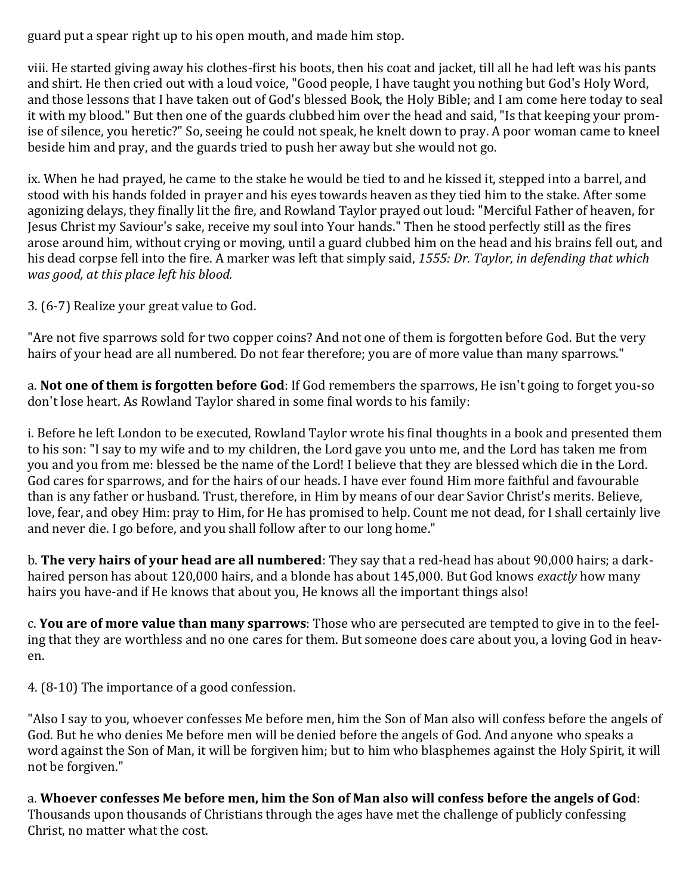guard put a spear right up to his open mouth, and made him stop.

viii. He started giving away his clothes-first his boots, then his coat and jacket, till all he had left was his pants and shirt. He then cried out with a loud voice, "Good people, I have taught you nothing but God's Holy Word, and those lessons that I have taken out of God's blessed Book, the Holy Bible; and I am come here today to seal it with my blood." But then one of the guards clubbed him over the head and said, "Is that keeping your promise of silence, you heretic?" So, seeing he could not speak, he knelt down to pray. A poor woman came to kneel beside him and pray, and the guards tried to push her away but she would not go.

ix. When he had prayed, he came to the stake he would be tied to and he kissed it, stepped into a barrel, and stood with his hands folded in prayer and his eyes towards heaven as they tied him to the stake. After some agonizing delays, they finally lit the fire, and Rowland Taylor prayed out loud: "Merciful Father of heaven, for Jesus Christ my Saviour's sake, receive my soul into Your hands." Then he stood perfectly still as the fires arose around him, without crying or moving, until a guard clubbed him on the head and his brains fell out, and his dead corpse fell into the fire. A marker was left that simply said, *1555: Dr. Taylor, in defending that which was good, at this place left his blood.*

3. (6-7) Realize your great value to God.

"Are not five sparrows sold for two copper coins? And not one of them is forgotten before God. But the very hairs of your head are all numbered. Do not fear therefore; you are of more value than many sparrows."

a. **Not one of them is forgotten before God**: If God remembers the sparrows, He isn't going to forget you-so don't lose heart. As Rowland Taylor shared in some final words to his family:

i. Before he left London to be executed, Rowland Taylor wrote his final thoughts in a book and presented them to his son: "I say to my wife and to my children, the Lord gave you unto me, and the Lord has taken me from you and you from me: blessed be the name of the Lord! I believe that they are blessed which die in the Lord. God cares for sparrows, and for the hairs of our heads. I have ever found Him more faithful and favourable than is any father or husband. Trust, therefore, in Him by means of our dear Savior Christ's merits. Believe, love, fear, and obey Him: pray to Him, for He has promised to help. Count me not dead, for I shall certainly live and never die. I go before, and you shall follow after to our long home."

b. **The very hairs of your head are all numbered**: They say that a red-head has about 90,000 hairs; a dark-haired person has about 120,000 hairs, and a blonde has about 145,000. But God knows *exactly* how many hairs you have-and if He knows that about you, He knows all the important things also!

c. **You are of more value than many sparrows**: Those who are persecuted are tempted to give in to the feeling that they are worthless and no one cares for them. But someone does care about you, a loving God in heaven.

4. (8-10) The importance of a good confession.

"Also I say to you, whoever confesses Me before men, him the Son of Man also will confess before the angels of God. But he who denies Me before men will be denied before the angels of God. And anyone who speaks a word against the Son of Man, it will be forgiven him; but to him who blasphemes against the Holy Spirit, it will not be forgiven."

a. **Whoever confesses Me before men, him the Son of Man also will confess before the angels of God**: Thousands upon thousands of Christians through the ages have met the challenge of publicly confessing Christ, no matter what the cost.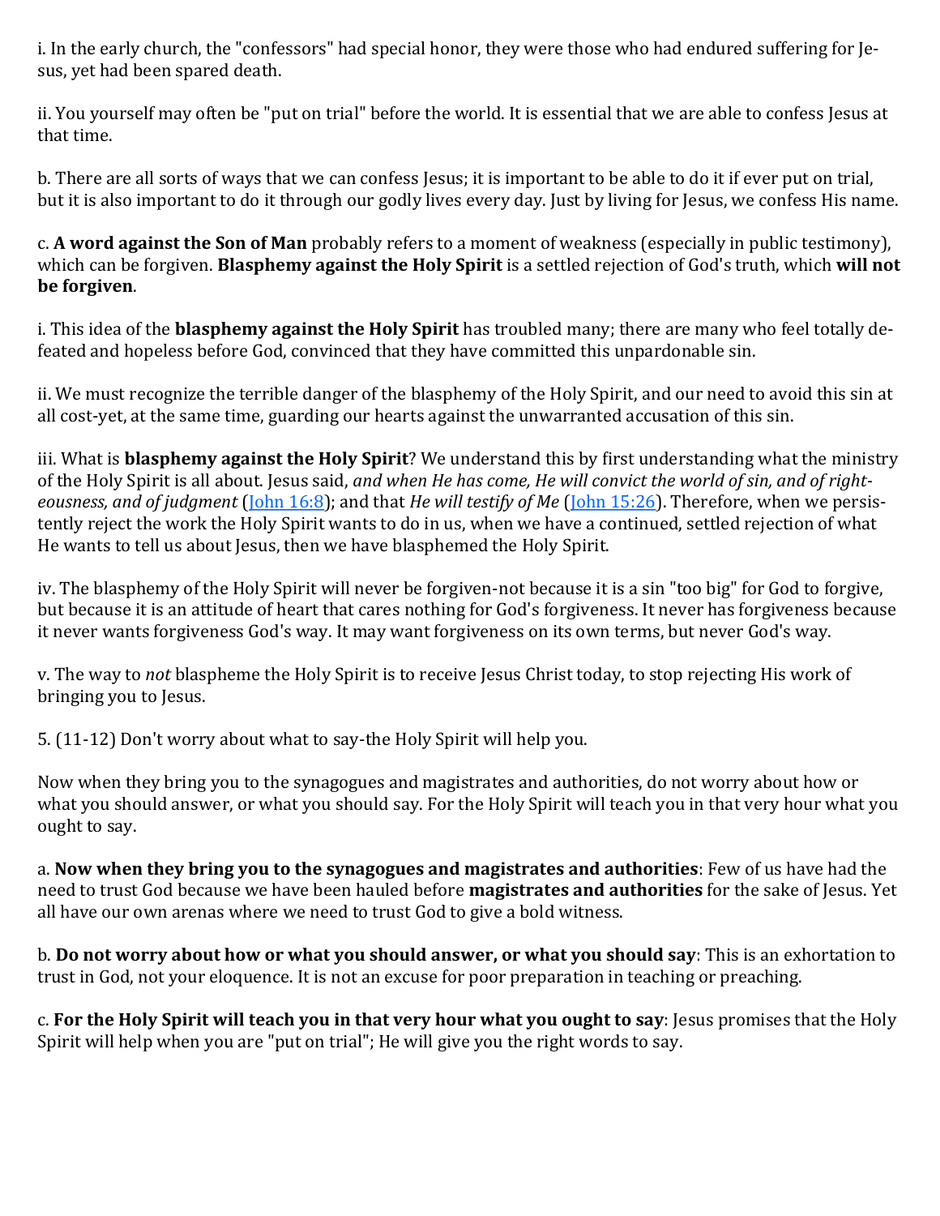i. In the early church, the "confessors" had special honor, they were those who had endured suffering for Jesus, yet had been spared death.

ii. You yourself may often be "put on trial" before the world. It is essential that we are able to confess Jesus at that time.

b. There are all sorts of ways that we can confess Jesus; it is important to be able to do it if ever put on trial, but it is also important to do it through our godly lives every day. Just by living for Jesus, we confess His name.

c. **A word against the Son of Man** probably refers to a moment of weakness (especially in public testimony), which can be forgiven. **Blasphemy against the Holy Spirit** is a settled rejection of God's truth, which **will not be forgiven**.

i. This idea of the **blasphemy against the Holy Spirit** has troubled many; there are many who feel totally defeated and hopeless before God, convinced that they have committed this unpardonable sin.

ii. We must recognize the terrible danger of the blasphemy of the Holy Spirit, and our need to avoid this sin at all cost-yet, at the same time, guarding our hearts against the unwarranted accusation of this sin.

iii. What is **blasphemy against the Holy Spirit**? We understand this by first understanding what the ministry of the Holy Spirit is all about. Jesus said, *and when He has come, He will convict the world of sin, and of righteousness, and of judgment* ([John 16:8]); and that *He will testify of Me* ([John 15:26]). Therefore, when we persistently reject the work the Holy Spirit wants to do in us, when we have a continued, settled rejection of what He wants to tell us about Jesus, then we have blasphemed the Holy Spirit.

iv. The blasphemy of the Holy Spirit will never be forgiven-not because it is a sin "too big" for God to forgive, but because it is an attitude of heart that cares nothing for God's forgiveness. It never has forgiveness because it never wants forgiveness God's way. It may want forgiveness on its own terms, but never God's way.

v. The way to *not* blaspheme the Holy Spirit is to receive Jesus Christ today, to stop rejecting His work of bringing you to Jesus.

5. (11-12) Don't worry about what to say-the Holy Spirit will help you.

Now when they bring you to the synagogues and magistrates and authorities, do not worry about how or what you should answer, or what you should say. For the Holy Spirit will teach you in that very hour what you ought to say.

a. **Now when they bring you to the synagogues and magistrates and authorities**: Few of us have had the need to trust God because we have been hauled before **magistrates and authorities** for the sake of Jesus. Yet all have our own arenas where we need to trust God to give a bold witness.

b. **Do not worry about how or what you should answer, or what you should say**: This is an exhortation to trust in God, not your eloquence. It is not an excuse for poor preparation in teaching or preaching.

c. **For the Holy Spirit will teach you in that very hour what you ought to say**: Jesus promises that the Holy Spirit will help when you are "put on trial"; He will give you the right words to say.